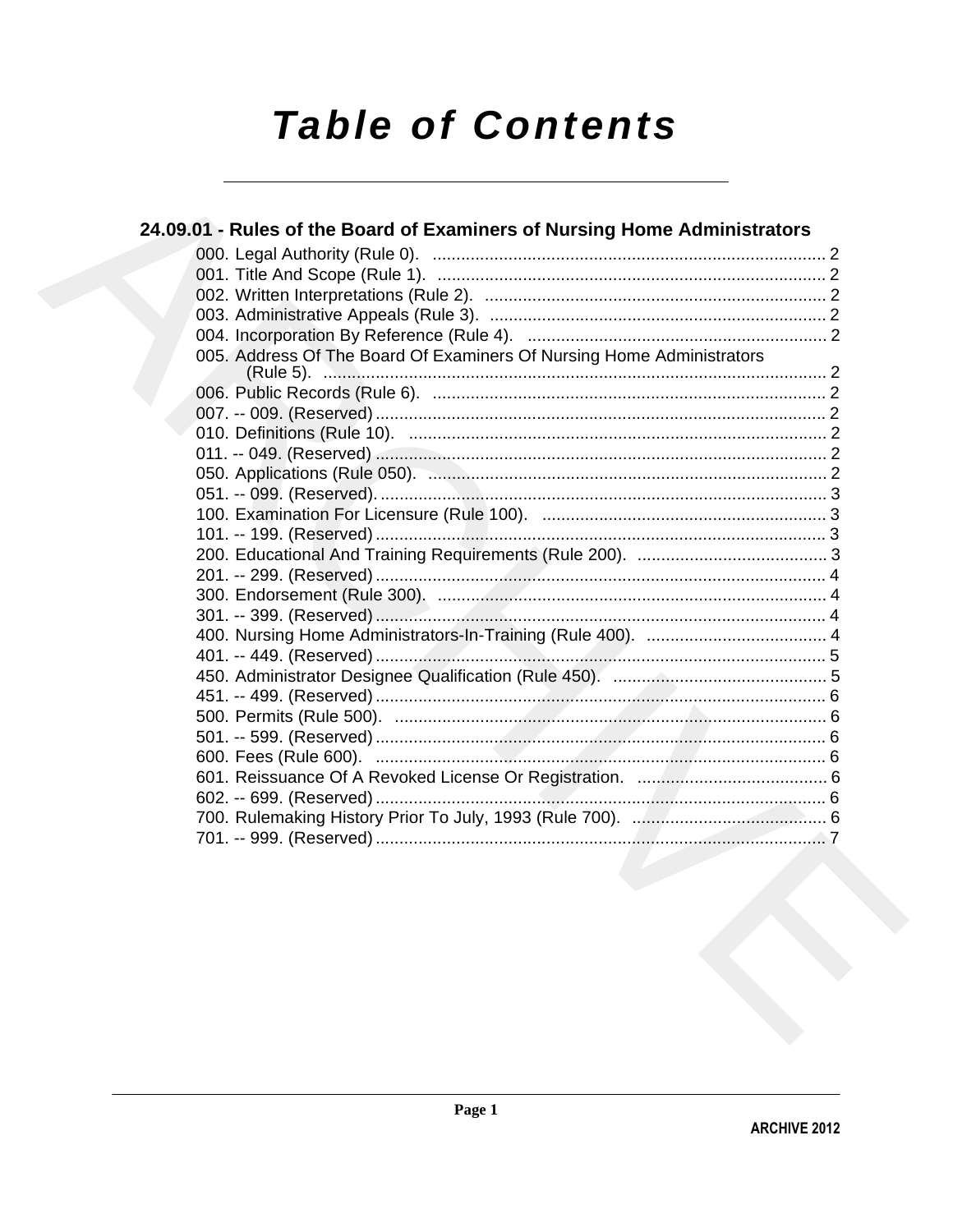# Table of Contents

## 24.09.01 - Rules of the Board of Examiners of Nursing Home Administrators

000. Legal Authority (Rule 0). .......... 2
001. Title And Scope (Rule 1). .......... 2
002. Written Interpretations (Rule 2). .......... 2
003. Administrative Appeals (Rule 3). .......... 2
004. Incorporation By Reference (Rule 4). .......... 2
005. Address Of The Board Of Examiners Of Nursing Home Administrators (Rule 5). .......... 2
006. Public Records (Rule 6). .......... 2
007. -- 009. (Reserved) .......... 2
010. Definitions (Rule 10). .......... 2
011. -- 049. (Reserved) .......... 2
050. Applications (Rule 050). .......... 2
051. -- 099. (Reserved). .......... 3
100. Examination For Licensure (Rule 100). .......... 3
101. -- 199. (Reserved) .......... 3
200. Educational And Training Requirements (Rule 200). .......... 3
201. -- 299. (Reserved) .......... 4
300. Endorsement (Rule 300). .......... 4
301. -- 399. (Reserved) .......... 4
400. Nursing Home Administrators-In-Training (Rule 400). .......... 4
401. -- 449. (Reserved) .......... 5
450. Administrator Designee Qualification (Rule 450). .......... 5
451. -- 499. (Reserved) .......... 6
500. Permits (Rule 500). .......... 6
501. -- 599. (Reserved) .......... 6
600. Fees (Rule 600). .......... 6
601. Reissuance Of A Revoked License Or Registration. .......... 6
602. -- 699. (Reserved) .......... 6
700. Rulemaking History Prior To July, 1993 (Rule 700). .......... 6
701. -- 999. (Reserved) .......... 7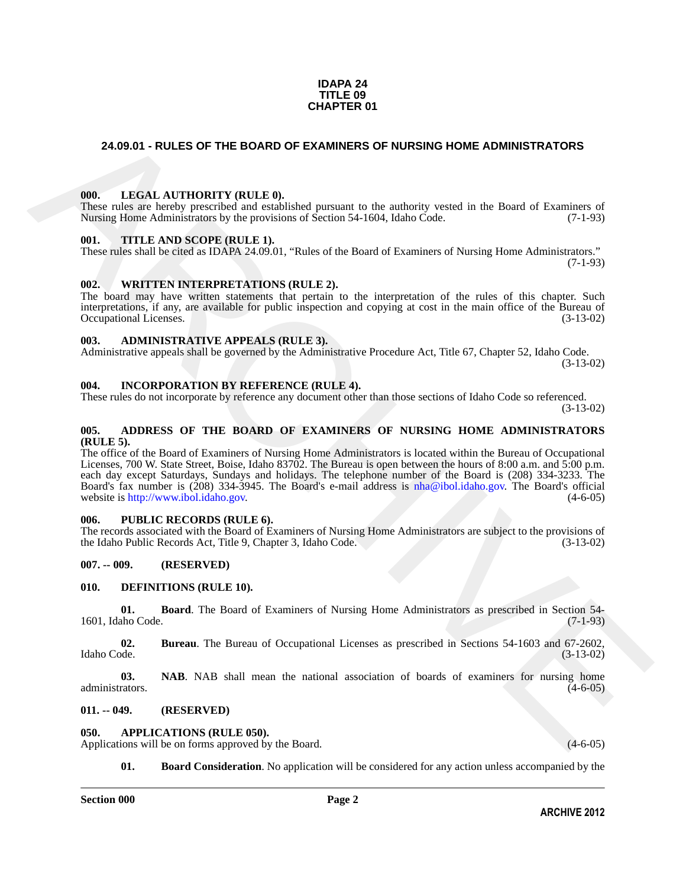**IDAPA 24**
**TITLE 09**
**CHAPTER 01**

# 24.09.01 - RULES OF THE BOARD OF EXAMINERS OF NURSING HOME ADMINISTRATORS

### 000. LEGAL AUTHORITY (RULE 0).

These rules are hereby prescribed and established pursuant to the authority vested in the Board of Examiners of Nursing Home Administrators by the provisions of Section 54-1604, Idaho Code. (7-1-93)

### 001. TITLE AND SCOPE (RULE 1).

These rules shall be cited as IDAPA 24.09.01, "Rules of the Board of Examiners of Nursing Home Administrators." (7-1-93)

### 002. WRITTEN INTERPRETATIONS (RULE 2).

The board may have written statements that pertain to the interpretation of the rules of this chapter. Such interpretations, if any, are available for public inspection and copying at cost in the main office of the Bureau of Occupational Licenses. (3-13-02)

### 003. ADMINISTRATIVE APPEALS (RULE 3).

Administrative appeals shall be governed by the Administrative Procedure Act, Title 67, Chapter 52, Idaho Code. (3-13-02)

### 004. INCORPORATION BY REFERENCE (RULE 4).

These rules do not incorporate by reference any document other than those sections of Idaho Code so referenced. (3-13-02)

### 005. ADDRESS OF THE BOARD OF EXAMINERS OF NURSING HOME ADMINISTRATORS (RULE 5).

The office of the Board of Examiners of Nursing Home Administrators is located within the Bureau of Occupational Licenses, 700 W. State Street, Boise, Idaho 83702. The Bureau is open between the hours of 8:00 a.m. and 5:00 p.m. each day except Saturdays, Sundays and holidays. The telephone number of the Board is (208) 334-3233. The Board's fax number is (208) 334-3945. The Board's e-mail address is nha@ibol.idaho.gov. The Board's official website is http://www.ibol.idaho.gov. (4-6-05)

### 006. PUBLIC RECORDS (RULE 6).

The records associated with the Board of Examiners of Nursing Home Administrators are subject to the provisions of the Idaho Public Records Act, Title 9, Chapter 3, Idaho Code. (3-13-02)

### 007. -- 009. (RESERVED)

### 010. DEFINITIONS (RULE 10).

**01. Board**. The Board of Examiners of Nursing Home Administrators as prescribed in Section 54-1601, Idaho Code. (7-1-93)

**02. Bureau**. The Bureau of Occupational Licenses as prescribed in Sections 54-1603 and 67-2602, Idaho Code. (3-13-02)

**03. NAB**. NAB shall mean the national association of boards of examiners for nursing home administrators. (4-6-05)

### 011. -- 049. (RESERVED)

### 050. APPLICATIONS (RULE 050).

Applications will be on forms approved by the Board. (4-6-05)

**01. Board Consideration**. No application will be considered for any action unless accompanied by the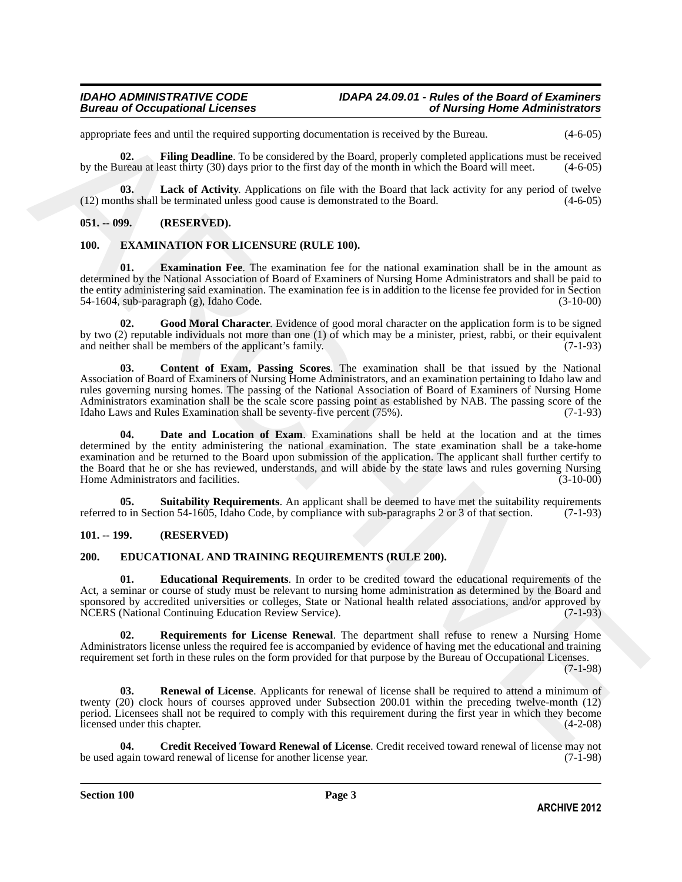appropriate fees and until the required supporting documentation is received by the Bureau. (4-6-05)

**02. Filing Deadline**. To be considered by the Board, properly completed applications must be received by the Bureau at least thirty (30) days prior to the first day of the month in which the Board will meet. (4-6-05)

**03. Lack of Activity**. Applications on file with the Board that lack activity for any period of twelve (12) months shall be terminated unless good cause is demonstrated to the Board. (4-6-05)

## 051. -- 099. (RESERVED).

## 100. EXAMINATION FOR LICENSURE (RULE 100).

**01. Examination Fee**. The examination fee for the national examination shall be in the amount as determined by the National Association of Board of Examiners of Nursing Home Administrators and shall be paid to the entity administering said examination. The examination fee is in addition to the license fee provided for in Section 54-1604, sub-paragraph (g), Idaho Code. (3-10-00)

**02. Good Moral Character**. Evidence of good moral character on the application form is to be signed by two (2) reputable individuals not more than one (1) of which may be a minister, priest, rabbi, or their equivalent and neither shall be members of the applicant's family. (7-1-93)

**03. Content of Exam, Passing Scores**. The examination shall be that issued by the National Association of Board of Examiners of Nursing Home Administrators, and an examination pertaining to Idaho law and rules governing nursing homes. The passing of the National Association of Board of Examiners of Nursing Home Administrators examination shall be the scale score passing point as established by NAB. The passing score of the Idaho Laws and Rules Examination shall be seventy-five percent (75%). (7-1-93)

**04. Date and Location of Exam**. Examinations shall be held at the location and at the times determined by the entity administering the national examination. The state examination shall be a take-home examination and be returned to the Board upon submission of the application. The applicant shall further certify to the Board that he or she has reviewed, understands, and will abide by the state laws and rules governing Nursing Home Administrators and facilities. (3-10-00)

**05. Suitability Requirements**. An applicant shall be deemed to have met the suitability requirements referred to in Section 54-1605, Idaho Code, by compliance with sub-paragraphs 2 or 3 of that section. (7-1-93)

## 101. -- 199. (RESERVED)

## 200. EDUCATIONAL AND TRAINING REQUIREMENTS (RULE 200).

**01. Educational Requirements**. In order to be credited toward the educational requirements of the Act, a seminar or course of study must be relevant to nursing home administration as determined by the Board and sponsored by accredited universities or colleges, State or National health related associations, and/or approved by NCERS (National Continuing Education Review Service). (7-1-93)

**02. Requirements for License Renewal**. The department shall refuse to renew a Nursing Home Administrators license unless the required fee is accompanied by evidence of having met the educational and training requirement set forth in these rules on the form provided for that purpose by the Bureau of Occupational Licenses. (7-1-98)

**03. Renewal of License**. Applicants for renewal of license shall be required to attend a minimum of twenty (20) clock hours of courses approved under Subsection 200.01 within the preceding twelve-month (12) period. Licensees shall not be required to comply with this requirement during the first year in which they become licensed under this chapter. (4-2-08)

**04. Credit Received Toward Renewal of License**. Credit received toward renewal of license may not be used again toward renewal of license for another license year. (7-1-98)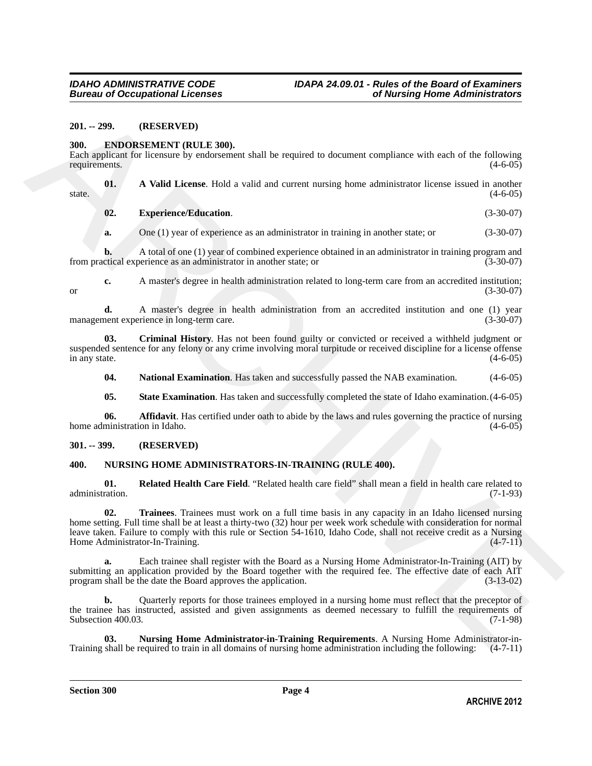**201. -- 299. (RESERVED)**

**300. ENDORSEMENT (RULE 300).**

Each applicant for licensure by endorsement shall be required to document compliance with each of the following requirements. (4-6-05)

**01. A Valid License**. Hold a valid and current nursing home administrator license issued in another state. (4-6-05)

**02. Experience/Education**. (3-30-07)

**a.** One (1) year of experience as an administrator in training in another state; or (3-30-07)

**b.** A total of one (1) year of combined experience obtained in an administrator in training program and from practical experience as an administrator in another state; or (3-30-07)

**c.** A master's degree in health administration related to long-term care from an accredited institution; or (3-30-07)

**d.** A master's degree in health administration from an accredited institution and one (1) year management experience in long-term care. (3-30-07)

**03. Criminal History**. Has not been found guilty or convicted or received a withheld judgment or suspended sentence for any felony or any crime involving moral turpitude or received discipline for a license offense in any state. (4-6-05)

**04. National Examination**. Has taken and successfully passed the NAB examination. (4-6-05)

**05. State Examination**. Has taken and successfully completed the state of Idaho examination. (4-6-05)

**06. Affidavit**. Has certified under oath to abide by the laws and rules governing the practice of nursing home administration in Idaho. (4-6-05)

**301. -- 399. (RESERVED)**

**400. NURSING HOME ADMINISTRATORS-IN-TRAINING (RULE 400).**

**01. Related Health Care Field**. "Related health care field" shall mean a field in health care related to administration. (7-1-93)

**02. Trainees**. Trainees must work on a full time basis in any capacity in an Idaho licensed nursing home setting. Full time shall be at least a thirty-two (32) hour per week work schedule with consideration for normal leave taken. Failure to comply with this rule or Section 54-1610, Idaho Code, shall not receive credit as a Nursing Home Administrator-In-Training. (4-7-11)

**a.** Each trainee shall register with the Board as a Nursing Home Administrator-In-Training (AIT) by submitting an application provided by the Board together with the required fee. The effective date of each AIT program shall be the date the Board approves the application. (3-13-02)

**b.** Quarterly reports for those trainees employed in a nursing home must reflect that the preceptor of the trainee has instructed, assisted and given assignments as deemed necessary to fulfill the requirements of Subsection 400.03. (7-1-98)

**03. Nursing Home Administrator-in-Training Requirements**. A Nursing Home Administrator-in-Training shall be required to train in all domains of nursing home administration including the following: (4-7-11)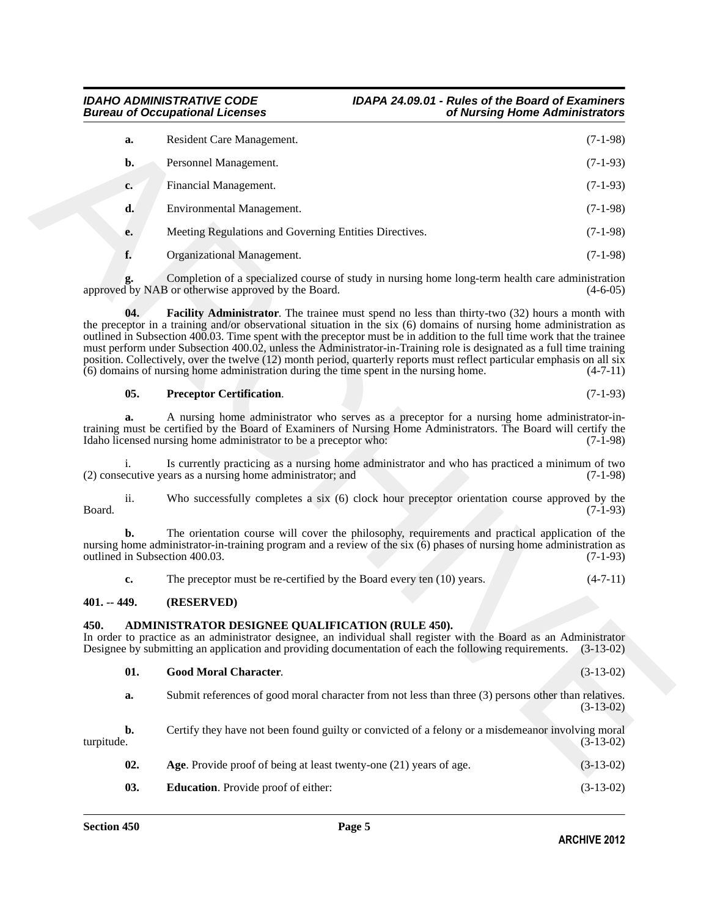**a.** Resident Care Management. (7-1-98)

**b.** Personnel Management. (7-1-93)

**c.** Financial Management. (7-1-93)

**d.** Environmental Management. (7-1-98)

**e.** Meeting Regulations and Governing Entities Directives. (7-1-98)

**f.** Organizational Management. (7-1-98)

**g.** Completion of a specialized course of study in nursing home long-term health care administration approved by NAB or otherwise approved by the Board. (4-6-05)

**04. Facility Administrator**. The trainee must spend no less than thirty-two (32) hours a month with the preceptor in a training and/or observational situation in the six (6) domains of nursing home administration as outlined in Subsection 400.03. Time spent with the preceptor must be in addition to the full time work that the trainee must perform under Subsection 400.02, unless the Administrator-in-Training role is designated as a full time training position. Collectively, over the twelve (12) month period, quarterly reports must reflect particular emphasis on all six (6) domains of nursing home administration during the time spent in the nursing home. (4-7-11)

**05. Preceptor Certification**. (7-1-93)

**a.** A nursing home administrator who serves as a preceptor for a nursing home administrator-in-training must be certified by the Board of Examiners of Nursing Home Administrators. The Board will certify the Idaho licensed nursing home administrator to be a preceptor who: (7-1-98)

i. Is currently practicing as a nursing home administrator and who has practiced a minimum of two (2) consecutive years as a nursing home administrator; and (7-1-98)

ii. Who successfully completes a six (6) clock hour preceptor orientation course approved by the Board. (7-1-93)

**b.** The orientation course will cover the philosophy, requirements and practical application of the nursing home administrator-in-training program and a review of the six (6) phases of nursing home administration as outlined in Subsection 400.03. (7-1-93)

**c.** The preceptor must be re-certified by the Board every ten (10) years. (4-7-11)

**401. -- 449. (RESERVED)**

**450. ADMINISTRATOR DESIGNEE QUALIFICATION (RULE 450).**

In order to practice as an administrator designee, an individual shall register with the Board as an Administrator Designee by submitting an application and providing documentation of each the following requirements. (3-13-02)

**01. Good Moral Character**. (3-13-02)

**a.** Submit references of good moral character from not less than three (3) persons other than relatives. (3-13-02)

**b.** Certify they have not been found guilty or convicted of a felony or a misdemeanor involving moral turpitude. (3-13-02)

**02. Age**. Provide proof of being at least twenty-one (21) years of age. (3-13-02)

**03. Education**. Provide proof of either: (3-13-02)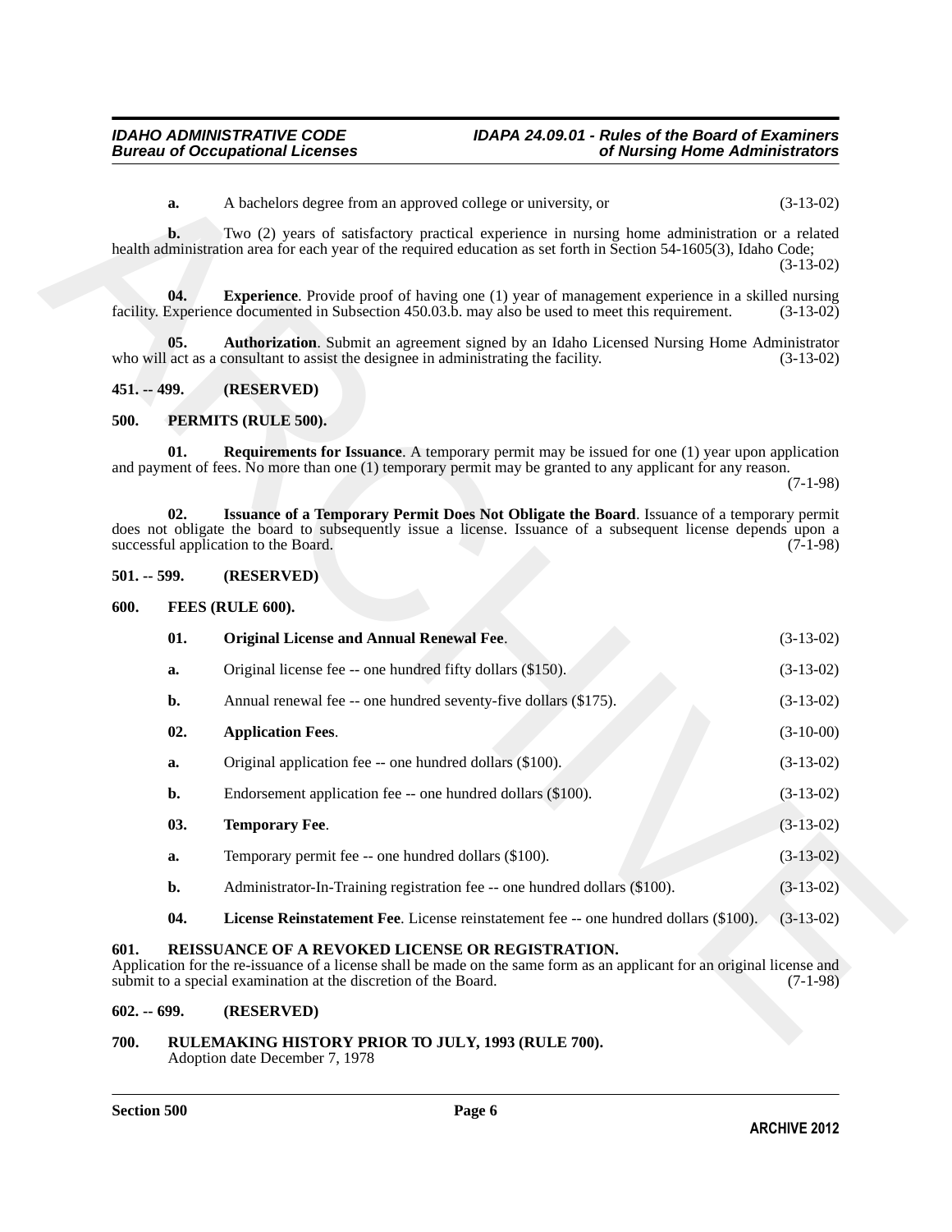**a.** A bachelors degree from an approved college or university, or (3-13-02)

**b.** Two (2) years of satisfactory practical experience in nursing home administration or a related health administration area for each year of the required education as set forth in Section 54-1605(3), Idaho Code; (3-13-02)

**04. Experience**. Provide proof of having one (1) year of management experience in a skilled nursing facility. Experience documented in Subsection 450.03.b. may also be used to meet this requirement. (3-13-02)

**05. Authorization**. Submit an agreement signed by an Idaho Licensed Nursing Home Administrator who will act as a consultant to assist the designee in administrating the facility. (3-13-02)

**451. -- 499. (RESERVED)**

**500. PERMITS (RULE 500).**

**01. Requirements for Issuance**. A temporary permit may be issued for one (1) year upon application and payment of fees. No more than one (1) temporary permit may be granted to any applicant for any reason. (7-1-98)

**02. Issuance of a Temporary Permit Does Not Obligate the Board**. Issuance of a temporary permit does not obligate the board to subsequently issue a license. Issuance of a subsequent license depends upon a successful application to the Board. (7-1-98)

**501. -- 599. (RESERVED)**

**600. FEES (RULE 600).**

**01. Original License and Annual Renewal Fee**. (3-13-02)

**a.** Original license fee -- one hundred fifty dollars ($150). (3-13-02)

**b.** Annual renewal fee -- one hundred seventy-five dollars ($175). (3-13-02)

**02. Application Fees**. (3-10-00)

**a.** Original application fee -- one hundred dollars ($100). (3-13-02)

**b.** Endorsement application fee -- one hundred dollars ($100). (3-13-02)

**03. Temporary Fee**. (3-13-02)

**a.** Temporary permit fee -- one hundred dollars ($100). (3-13-02)

**b.** Administrator-In-Training registration fee -- one hundred dollars ($100). (3-13-02)

**04. License Reinstatement Fee**. License reinstatement fee -- one hundred dollars ($100). (3-13-02)

**601. REISSUANCE OF A REVOKED LICENSE OR REGISTRATION.**

Application for the re-issuance of a license shall be made on the same form as an applicant for an original license and submit to a special examination at the discretion of the Board. (7-1-98)

**602. -- 699. (RESERVED)**

**700. RULEMAKING HISTORY PRIOR TO JULY, 1993 (RULE 700).**

Adoption date December 7, 1978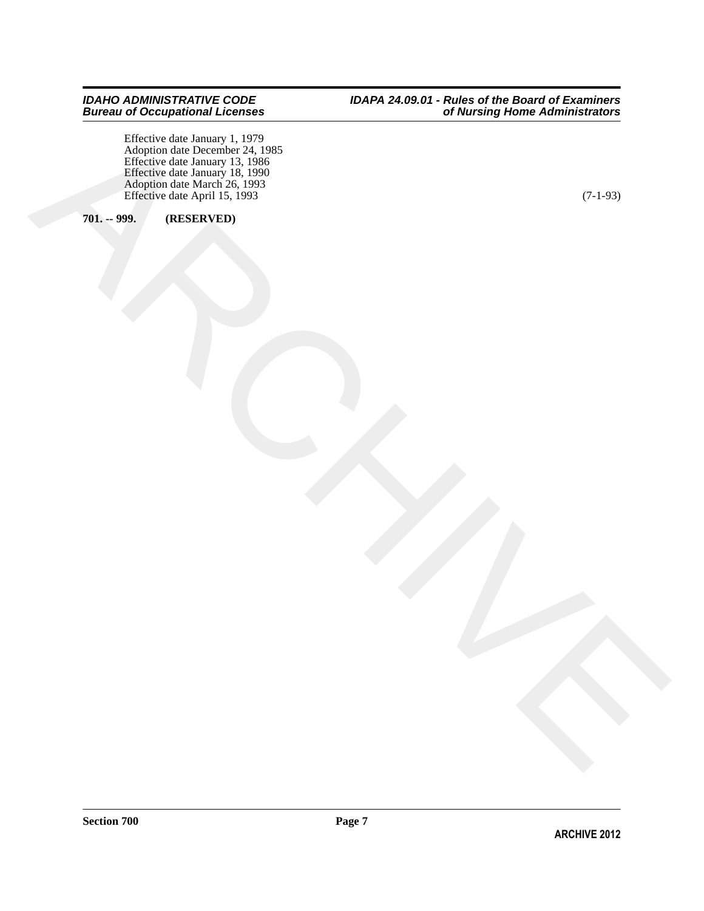Effective date January 1, 1979
Adoption date December 24, 1985
Effective date January 13, 1986
Effective date January 18, 1990
Adoption date March 26, 1993
Effective date April 15, 1993 (7-1-93)

**701. -- 999. (RESERVED)**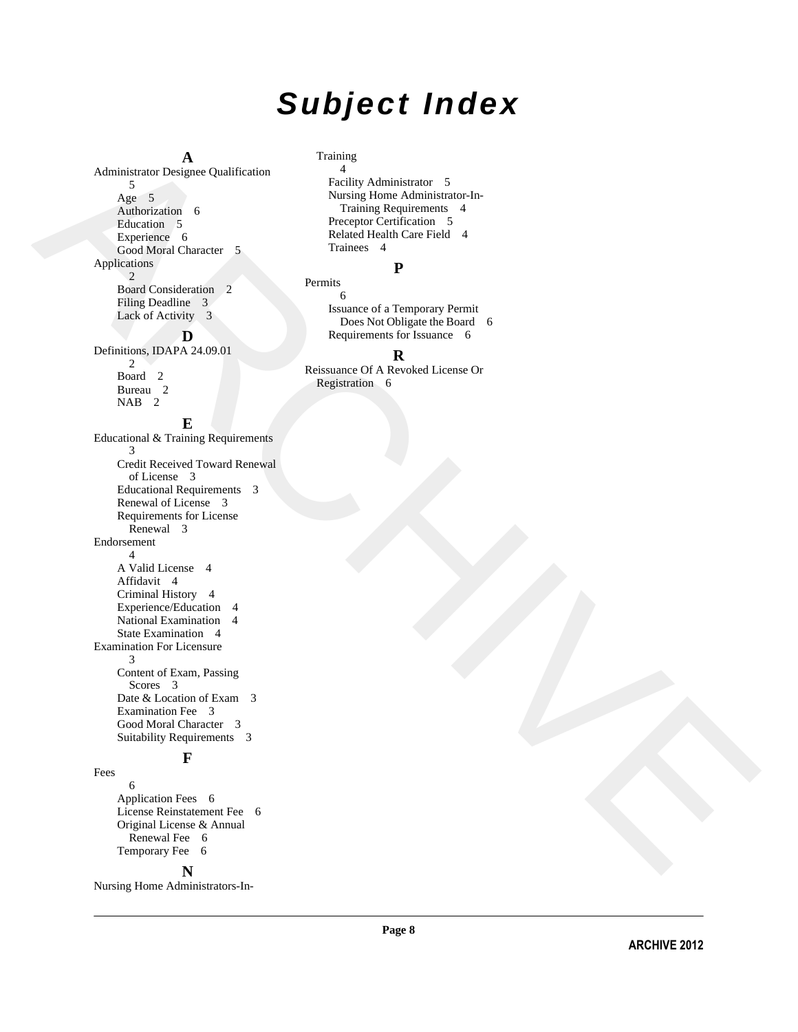# Subject Index

**A**

Administrator Designee Qualification 5
- Age 5
- Authorization 6
- Education 5
- Experience 6
- Good Moral Character 5

Applications 2
- Board Consideration 2
- Filing Deadline 3
- Lack of Activity 3

**D**

Definitions, IDAPA 24.09.01 2
- Board 2
- Bureau 2
- NAB 2

**E**

Educational & Training Requirements 3
- Credit Received Toward Renewal of License 3
- Educational Requirements 3
- Renewal of License 3
- Requirements for License Renewal 3

Endorsement 4
- A Valid License 4
- Affidavit 4
- Criminal History 4
- Experience/Education 4
- National Examination 4
- State Examination 4

Examination For Licensure 3
- Content of Exam, Passing Scores 3
- Date & Location of Exam 3
- Examination Fee 3
- Good Moral Character 3
- Suitability Requirements 3

**F**

Fees 6
- Application Fees 6
- License Reinstatement Fee 6
- Original License & Annual Renewal Fee 6
- Temporary Fee 6

**N**

Nursing Home Administrators-In-Training 4
- Facility Administrator 5
- Nursing Home Administrator-In-Training Requirements 4
- Preceptor Certification 5
- Related Health Care Field 4
- Trainees 4

**P**

Permits 6
- Issuance of a Temporary Permit Does Not Obligate the Board 6
- Requirements for Issuance 6

**R**

Reissuance Of A Revoked License Or Registration 6